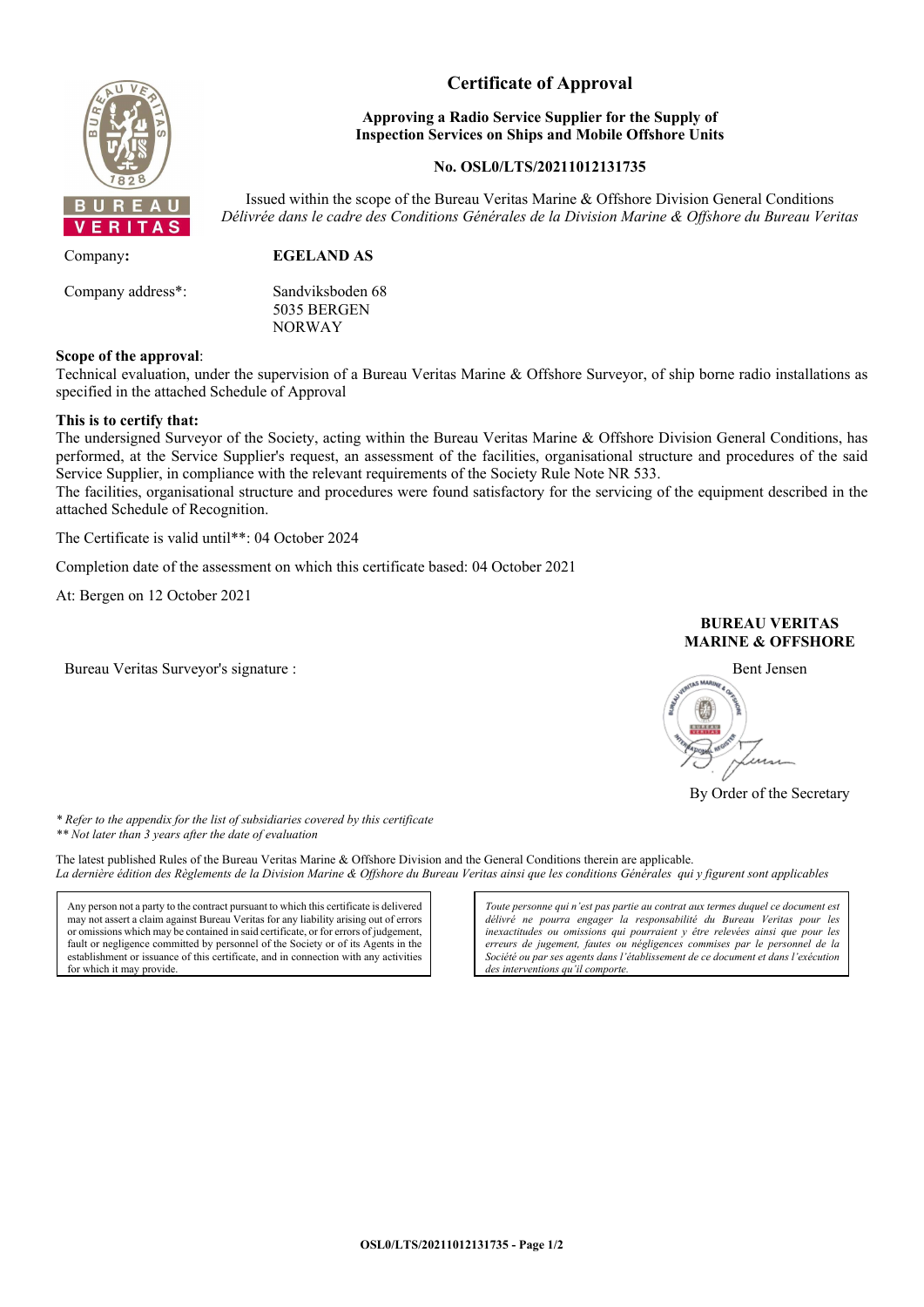# Certificate of Approval

**Approving a Radio Service Supplier for the Supply of Inspection Services on Ships and Mobile Offshore Units**

**No. OSL0/LTS/20211012131735**

Issued within the scope of the Bureau Veritas Marine & Offshore Division General Conditions
*Délivrée dans le cadre des Conditions Générales de la Division Marine & Offshore du Bureau Veritas*

Company: **EGELAND AS**

Company address*: Sandviksboden 68
5035 BERGEN
NORWAY

**Scope of the approval**:
Technical evaluation, under the supervision of a Bureau Veritas Marine & Offshore Surveyor, of ship borne radio installations as specified in the attached Schedule of Approval

**This is to certify that:**
The undersigned Surveyor of the Society, acting within the Bureau Veritas Marine & Offshore Division General Conditions, has performed, at the Service Supplier's request, an assessment of the facilities, organisational structure and procedures of the said Service Supplier, in compliance with the relevant requirements of the Society Rule Note NR 533.
The facilities, organisational structure and procedures were found satisfactory for the servicing of the equipment described in the attached Schedule of Recognition.

The Certificate is valid until**: 04 October 2024

Completion date of the assessment on which this certificate based: 04 October 2021

At: Bergen on 12 October 2021

**BUREAU VERITAS**
**MARINE & OFFSHORE**

Bureau Veritas Surveyor's signature : Bent Jensen

By Order of the Secretary

*\* Refer to the appendix for the list of subsidiaries covered by this certificate*
*\*\* Not later than 3 years after the date of evaluation*

The latest published Rules of the Bureau Veritas Marine & Offshore Division and the General Conditions therein are applicable.
*La dernière édition des Règlements de la Division Marine & Offshore du Bureau Veritas ainsi que les conditions Générales qui y figurent sont applicables*

Any person not a party to the contract pursuant to which this certificate is delivered may not assert a claim against Bureau Veritas for any liability arising out of errors or omissions which may be contained in said certificate, or for errors of judgement, fault or negligence committed by personnel of the Society or of its Agents in the establishment or issuance of this certificate, and in connection with any activities for which it may provide.

*Toute personne qui n'est pas partie au contrat aux termes duquel ce document est délivré ne pourra engager la responsabilité du Bureau Veritas pour les inexactitudes ou omissions qui pourraient y être relevées ainsi que pour les erreurs de jugement, fautes ou négligences commises par le personnel de la Société ou par ses agents dans l'établissement de ce document et dans l'exécution des interventions qu'il comporte.*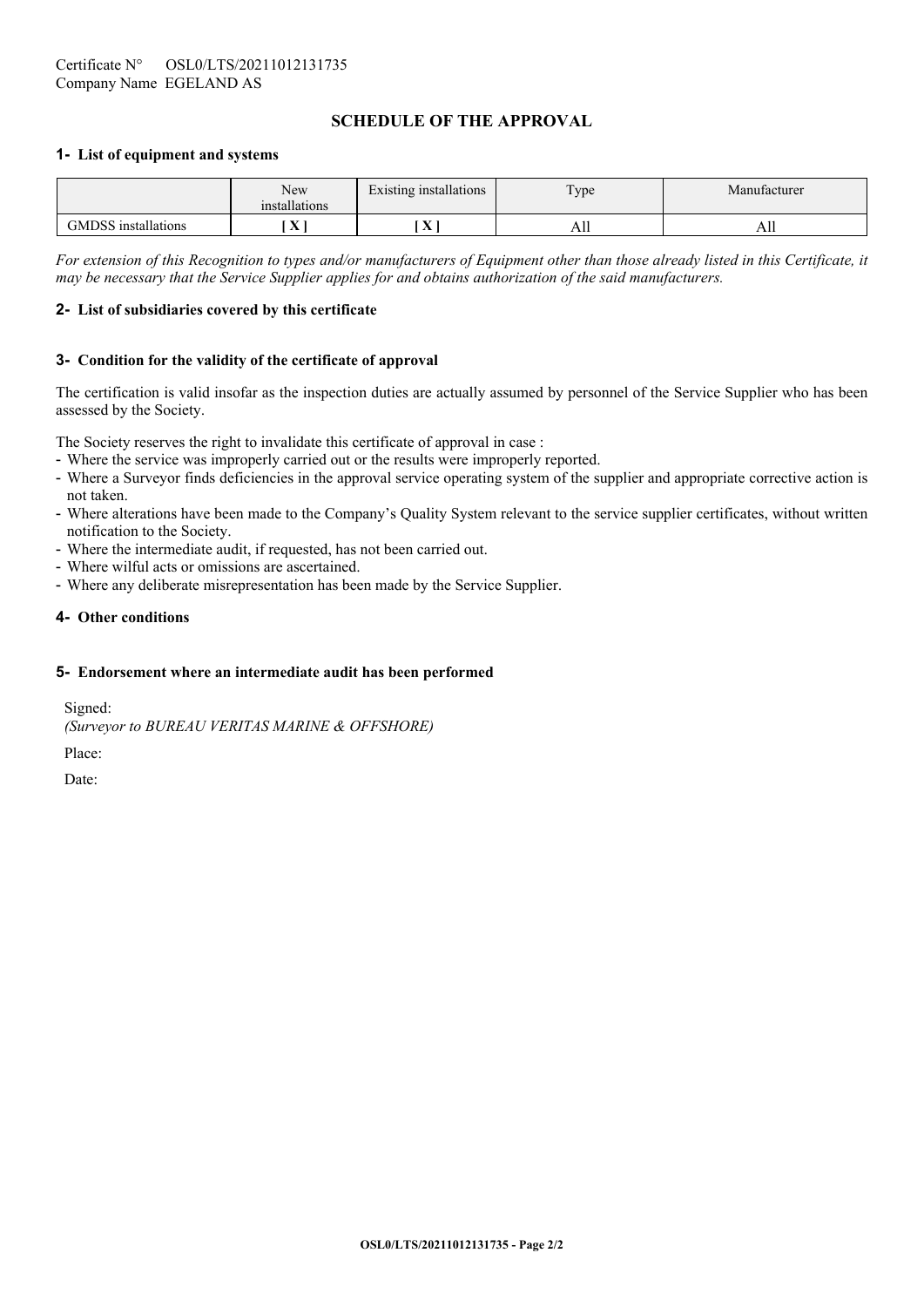Certificate N° OSL0/LTS/20211012131735
Company Name EGELAND AS

## SCHEDULE OF THE APPROVAL

### 1- List of equipment and systems

| | New installations | Existing installations | Type | Manufacturer |
|---|---|---|---|---|
| GMDSS installations | **[ X ]** | **[ X ]** | All | All |

*For extension of this Recognition to types and/or manufacturers of Equipment other than those already listed in this Certificate, it may be necessary that the Service Supplier applies for and obtains authorization of the said manufacturers.*

### 2- List of subsidiaries covered by this certificate

### 3- Condition for the validity of the certificate of approval

The certification is valid insofar as the inspection duties are actually assumed by personnel of the Service Supplier who has been assessed by the Society.

The Society reserves the right to invalidate this certificate of approval in case :

- Where the service was improperly carried out or the results were improperly reported.
- Where a Surveyor finds deficiencies in the approval service operating system of the supplier and appropriate corrective action is not taken.
- Where alterations have been made to the Company's Quality System relevant to the service supplier certificates, without written notification to the Society.
- Where the intermediate audit, if requested, has not been carried out.
- Where wilful acts or omissions are ascertained.
- Where any deliberate misrepresentation has been made by the Service Supplier.

### 4- Other conditions

### 5- Endorsement where an intermediate audit has been performed

Signed:
*(Surveyor to BUREAU VERITAS MARINE & OFFSHORE)*

Place:

Date: